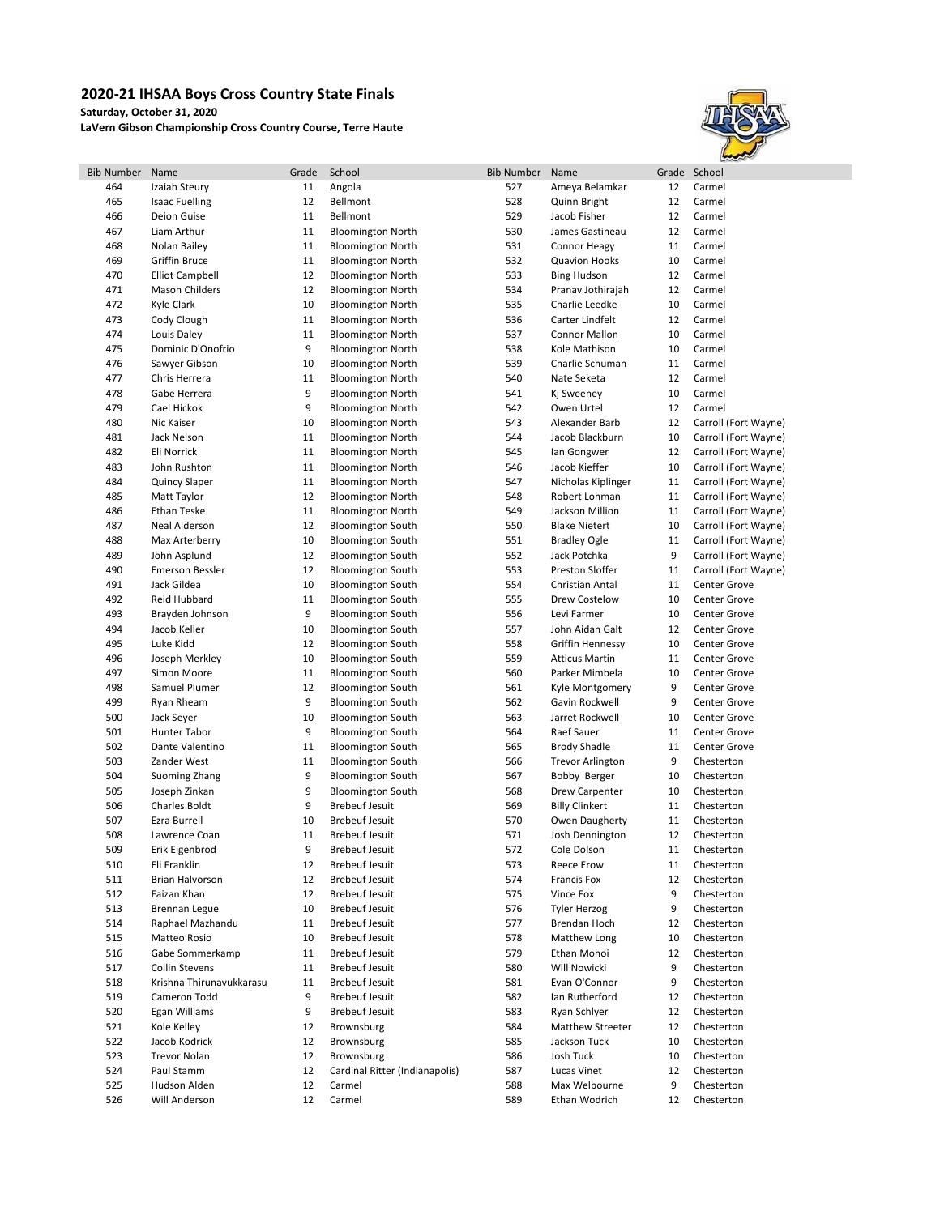## 2020-21 IHSAA Boys Cross Country State Finals

**Saturday, October 31, 2020**

**LaVern Gibson Championship Cross Country Course, Terre Haute**

| Bib Number | Name | Grade | School |
|---|---|---|---|
| 464 | Izaiah Steury | 11 | Angola |
| 465 | Isaac Fuelling | 12 | Bellmont |
| 466 | Deion Guise | 11 | Bellmont |
| 467 | Liam Arthur | 11 | Bloomington North |
| 468 | Nolan Bailey | 11 | Bloomington North |
| 469 | Griffin Bruce | 11 | Bloomington North |
| 470 | Elliot Campbell | 12 | Bloomington North |
| 471 | Mason Childers | 12 | Bloomington North |
| 472 | Kyle Clark | 10 | Bloomington North |
| 473 | Cody Clough | 11 | Bloomington North |
| 474 | Louis Daley | 11 | Bloomington North |
| 475 | Dominic D'Onofrio | 9 | Bloomington North |
| 476 | Sawyer Gibson | 10 | Bloomington North |
| 477 | Chris Herrera | 11 | Bloomington North |
| 478 | Gabe Herrera | 9 | Bloomington North |
| 479 | Cael Hickok | 9 | Bloomington North |
| 480 | Nic Kaiser | 10 | Bloomington North |
| 481 | Jack Nelson | 11 | Bloomington North |
| 482 | Eli Norrick | 11 | Bloomington North |
| 483 | John Rushton | 11 | Bloomington North |
| 484 | Quincy Slaper | 11 | Bloomington North |
| 485 | Matt Taylor | 12 | Bloomington North |
| 486 | Ethan Teske | 11 | Bloomington North |
| 487 | Neal Alderson | 12 | Bloomington South |
| 488 | Max Arterberry | 10 | Bloomington South |
| 489 | John Asplund | 12 | Bloomington South |
| 490 | Emerson Bessler | 12 | Bloomington South |
| 491 | Jack Gildea | 10 | Bloomington South |
| 492 | Reid Hubbard | 11 | Bloomington South |
| 493 | Brayden Johnson | 9 | Bloomington South |
| 494 | Jacob Keller | 10 | Bloomington South |
| 495 | Luke Kidd | 12 | Bloomington South |
| 496 | Joseph Merkley | 10 | Bloomington South |
| 497 | Simon Moore | 11 | Bloomington South |
| 498 | Samuel Plumer | 12 | Bloomington South |
| 499 | Ryan Rheam | 9 | Bloomington South |
| 500 | Jack Seyer | 10 | Bloomington South |
| 501 | Hunter Tabor | 9 | Bloomington South |
| 502 | Dante Valentino | 11 | Bloomington South |
| 503 | Zander West | 11 | Bloomington South |
| 504 | Suoming Zhang | 9 | Bloomington South |
| 505 | Joseph Zinkan | 9 | Bloomington South |
| 506 | Charles Boldt | 9 | Brebeuf Jesuit |
| 507 | Ezra Burrell | 10 | Brebeuf Jesuit |
| 508 | Lawrence Coan | 11 | Brebeuf Jesuit |
| 509 | Erik Eigenbrod | 9 | Brebeuf Jesuit |
| 510 | Eli Franklin | 12 | Brebeuf Jesuit |
| 511 | Brian Halvorson | 12 | Brebeuf Jesuit |
| 512 | Faizan Khan | 12 | Brebeuf Jesuit |
| 513 | Brennan Legue | 10 | Brebeuf Jesuit |
| 514 | Raphael Mazhandu | 11 | Brebeuf Jesuit |
| 515 | Matteo Rosio | 10 | Brebeuf Jesuit |
| 516 | Gabe Sommerkamp | 11 | Brebeuf Jesuit |
| 517 | Collin Stevens | 11 | Brebeuf Jesuit |
| 518 | Krishna Thirunavukkarasu | 11 | Brebeuf Jesuit |
| 519 | Cameron Todd | 9 | Brebeuf Jesuit |
| 520 | Egan Williams | 9 | Brebeuf Jesuit |
| 521 | Kole Kelley | 12 | Brownsburg |
| 522 | Jacob Kodrick | 12 | Brownsburg |
| 523 | Trevor Nolan | 12 | Brownsburg |
| 524 | Paul Stamm | 12 | Cardinal Ritter (Indianapolis) |
| 525 | Hudson Alden | 12 | Carmel |
| 526 | Will Anderson | 12 | Carmel |
| 527 | Ameya Belamkar | 12 | Carmel |
| 528 | Quinn Bright | 12 | Carmel |
| 529 | Jacob Fisher | 12 | Carmel |
| 530 | James Gastineau | 12 | Carmel |
| 531 | Connor Heagy | 11 | Carmel |
| 532 | Quavion Hooks | 10 | Carmel |
| 533 | Bing Hudson | 12 | Carmel |
| 534 | Pranav Jothirajah | 12 | Carmel |
| 535 | Charlie Leedke | 10 | Carmel |
| 536 | Carter Lindfelt | 12 | Carmel |
| 537 | Connor Mallon | 10 | Carmel |
| 538 | Kole Mathison | 10 | Carmel |
| 539 | Charlie Schuman | 11 | Carmel |
| 540 | Nate Seketa | 12 | Carmel |
| 541 | Kj Sweeney | 10 | Carmel |
| 542 | Owen Urtel | 12 | Carmel |
| 543 | Alexander Barb | 12 | Carroll (Fort Wayne) |
| 544 | Jacob Blackburn | 10 | Carroll (Fort Wayne) |
| 545 | Ian Gongwer | 12 | Carroll (Fort Wayne) |
| 546 | Jacob Kieffer | 10 | Carroll (Fort Wayne) |
| 547 | Nicholas Kiplinger | 11 | Carroll (Fort Wayne) |
| 548 | Robert Lohman | 11 | Carroll (Fort Wayne) |
| 549 | Jackson Million | 11 | Carroll (Fort Wayne) |
| 550 | Blake Nietert | 10 | Carroll (Fort Wayne) |
| 551 | Bradley Ogle | 11 | Carroll (Fort Wayne) |
| 552 | Jack Potchka | 9 | Carroll (Fort Wayne) |
| 553 | Preston Sloffer | 11 | Carroll (Fort Wayne) |
| 554 | Christian Antal | 11 | Center Grove |
| 555 | Drew Costelow | 10 | Center Grove |
| 556 | Levi Farmer | 10 | Center Grove |
| 557 | John Aidan Galt | 12 | Center Grove |
| 558 | Griffin Hennessy | 10 | Center Grove |
| 559 | Atticus Martin | 11 | Center Grove |
| 560 | Parker Mimbela | 10 | Center Grove |
| 561 | Kyle Montgomery | 9 | Center Grove |
| 562 | Gavin Rockwell | 9 | Center Grove |
| 563 | Jarret Rockwell | 10 | Center Grove |
| 564 | Raef Sauer | 11 | Center Grove |
| 565 | Brody Shadle | 11 | Center Grove |
| 566 | Trevor Arlington | 9 | Chesterton |
| 567 | Bobby Berger | 10 | Chesterton |
| 568 | Drew Carpenter | 10 | Chesterton |
| 569 | Billy Clinkert | 11 | Chesterton |
| 570 | Owen Daugherty | 11 | Chesterton |
| 571 | Josh Dennington | 12 | Chesterton |
| 572 | Cole Dolson | 11 | Chesterton |
| 573 | Reece Erow | 11 | Chesterton |
| 574 | Francis Fox | 12 | Chesterton |
| 575 | Vince Fox | 9 | Chesterton |
| 576 | Tyler Herzog | 9 | Chesterton |
| 577 | Brendan Hoch | 12 | Chesterton |
| 578 | Matthew Long | 10 | Chesterton |
| 579 | Ethan Mohoi | 12 | Chesterton |
| 580 | Will Nowicki | 9 | Chesterton |
| 581 | Evan O'Connor | 9 | Chesterton |
| 582 | Ian Rutherford | 12 | Chesterton |
| 583 | Ryan Schlyer | 12 | Chesterton |
| 584 | Matthew Streeter | 12 | Chesterton |
| 585 | Jackson Tuck | 10 | Chesterton |
| 586 | Josh Tuck | 10 | Chesterton |
| 587 | Lucas Vinet | 12 | Chesterton |
| 588 | Max Welbourne | 9 | Chesterton |
| 589 | Ethan Wodrich | 12 | Chesterton |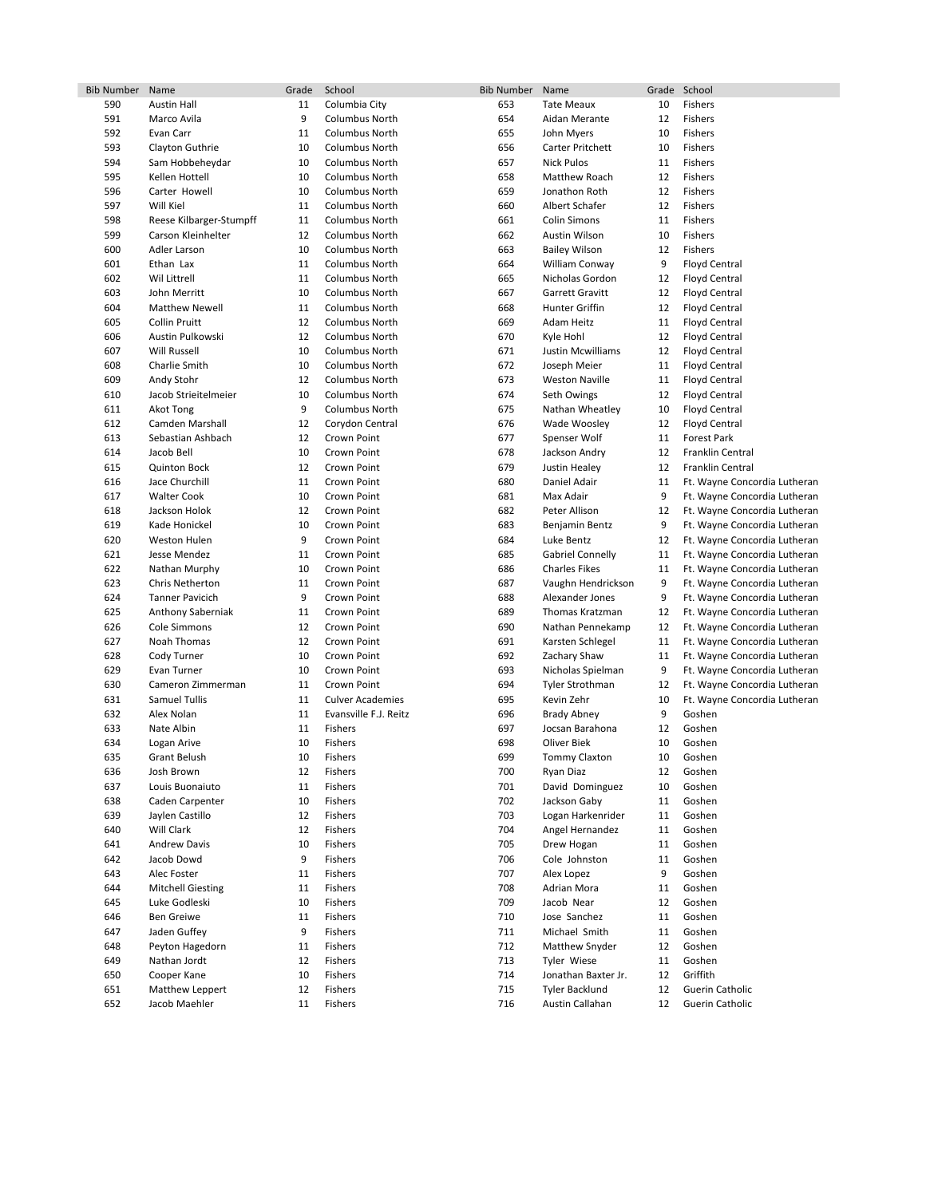| Bib Number | Name | Grade | School | Bib Number | Name | Grade | School |
|---|---|---|---|---|---|---|---|
| 590 | Austin Hall | 11 | Columbia City | 653 | Tate Meaux | 10 | Fishers |
| 591 | Marco Avila | 9 | Columbus North | 654 | Aidan Merante | 12 | Fishers |
| 592 | Evan Carr | 11 | Columbus North | 655 | John Myers | 10 | Fishers |
| 593 | Clayton Guthrie | 10 | Columbus North | 656 | Carter Pritchett | 10 | Fishers |
| 594 | Sam Hobbeheydar | 10 | Columbus North | 657 | Nick Pulos | 11 | Fishers |
| 595 | Kellen Hottell | 10 | Columbus North | 658 | Matthew Roach | 12 | Fishers |
| 596 | Carter Howell | 10 | Columbus North | 659 | Jonathon Roth | 12 | Fishers |
| 597 | Will Kiel | 11 | Columbus North | 660 | Albert Schafer | 12 | Fishers |
| 598 | Reese Kilbarger-Stumpff | 11 | Columbus North | 661 | Colin Simons | 11 | Fishers |
| 599 | Carson Kleinhelter | 12 | Columbus North | 662 | Austin Wilson | 10 | Fishers |
| 600 | Adler Larson | 10 | Columbus North | 663 | Bailey Wilson | 12 | Fishers |
| 601 | Ethan Lax | 11 | Columbus North | 664 | William Conway | 9 | Floyd Central |
| 602 | Wil Littrell | 11 | Columbus North | 665 | Nicholas Gordon | 12 | Floyd Central |
| 603 | John Merritt | 10 | Columbus North | 667 | Garrett Gravitt | 12 | Floyd Central |
| 604 | Matthew Newell | 11 | Columbus North | 668 | Hunter Griffin | 12 | Floyd Central |
| 605 | Collin Pruitt | 12 | Columbus North | 669 | Adam Heitz | 11 | Floyd Central |
| 606 | Austin Pulkowski | 12 | Columbus North | 670 | Kyle Hohl | 12 | Floyd Central |
| 607 | Will Russell | 10 | Columbus North | 671 | Justin Mcwilliams | 12 | Floyd Central |
| 608 | Charlie Smith | 10 | Columbus North | 672 | Joseph Meier | 11 | Floyd Central |
| 609 | Andy Stohr | 12 | Columbus North | 673 | Weston Naville | 11 | Floyd Central |
| 610 | Jacob Strieitelmeier | 10 | Columbus North | 674 | Seth Owings | 12 | Floyd Central |
| 611 | Akot Tong | 9 | Columbus North | 675 | Nathan Wheatley | 10 | Floyd Central |
| 612 | Camden Marshall | 12 | Corydon Central | 676 | Wade Woosley | 12 | Floyd Central |
| 613 | Sebastian Ashbach | 12 | Crown Point | 677 | Spenser Wolf | 11 | Forest Park |
| 614 | Jacob Bell | 10 | Crown Point | 678 | Jackson Andry | 12 | Franklin Central |
| 615 | Quinton Bock | 12 | Crown Point | 679 | Justin Healey | 12 | Franklin Central |
| 616 | Jace Churchill | 11 | Crown Point | 680 | Daniel Adair | 11 | Ft. Wayne Concordia Lutheran |
| 617 | Walter Cook | 10 | Crown Point | 681 | Max Adair | 9 | Ft. Wayne Concordia Lutheran |
| 618 | Jackson Holok | 12 | Crown Point | 682 | Peter Allison | 12 | Ft. Wayne Concordia Lutheran |
| 619 | Kade Honickel | 10 | Crown Point | 683 | Benjamin Bentz | 9 | Ft. Wayne Concordia Lutheran |
| 620 | Weston Hulen | 9 | Crown Point | 684 | Luke Bentz | 12 | Ft. Wayne Concordia Lutheran |
| 621 | Jesse Mendez | 11 | Crown Point | 685 | Gabriel Connelly | 11 | Ft. Wayne Concordia Lutheran |
| 622 | Nathan Murphy | 10 | Crown Point | 686 | Charles Fikes | 11 | Ft. Wayne Concordia Lutheran |
| 623 | Chris Netherton | 11 | Crown Point | 687 | Vaughn Hendrickson | 9 | Ft. Wayne Concordia Lutheran |
| 624 | Tanner Pavicich | 9 | Crown Point | 688 | Alexander Jones | 9 | Ft. Wayne Concordia Lutheran |
| 625 | Anthony Saberniak | 11 | Crown Point | 689 | Thomas Kratzman | 12 | Ft. Wayne Concordia Lutheran |
| 626 | Cole Simmons | 12 | Crown Point | 690 | Nathan Pennekamp | 12 | Ft. Wayne Concordia Lutheran |
| 627 | Noah Thomas | 12 | Crown Point | 691 | Karsten Schlegel | 11 | Ft. Wayne Concordia Lutheran |
| 628 | Cody Turner | 10 | Crown Point | 692 | Zachary Shaw | 11 | Ft. Wayne Concordia Lutheran |
| 629 | Evan Turner | 10 | Crown Point | 693 | Nicholas Spielman | 9 | Ft. Wayne Concordia Lutheran |
| 630 | Cameron Zimmerman | 11 | Crown Point | 694 | Tyler Strothman | 12 | Ft. Wayne Concordia Lutheran |
| 631 | Samuel Tullis | 11 | Culver Academies | 695 | Kevin Zehr | 10 | Ft. Wayne Concordia Lutheran |
| 632 | Alex Nolan | 11 | Evansville F.J. Reitz | 696 | Brady Abney | 9 | Goshen |
| 633 | Nate Albin | 11 | Fishers | 697 | Jocsan Barahona | 12 | Goshen |
| 634 | Logan Arive | 10 | Fishers | 698 | Oliver Biek | 10 | Goshen |
| 635 | Grant Belush | 10 | Fishers | 699 | Tommy Claxton | 10 | Goshen |
| 636 | Josh Brown | 12 | Fishers | 700 | Ryan Diaz | 12 | Goshen |
| 637 | Louis Buonaiuto | 11 | Fishers | 701 | David Dominguez | 10 | Goshen |
| 638 | Caden Carpenter | 10 | Fishers | 702 | Jackson Gaby | 11 | Goshen |
| 639 | Jaylen Castillo | 12 | Fishers | 703 | Logan Harkenrider | 11 | Goshen |
| 640 | Will Clark | 12 | Fishers | 704 | Angel Hernandez | 11 | Goshen |
| 641 | Andrew Davis | 10 | Fishers | 705 | Drew Hogan | 11 | Goshen |
| 642 | Jacob Dowd | 9 | Fishers | 706 | Cole Johnston | 11 | Goshen |
| 643 | Alec Foster | 11 | Fishers | 707 | Alex Lopez | 9 | Goshen |
| 644 | Mitchell Giesting | 11 | Fishers | 708 | Adrian Mora | 11 | Goshen |
| 645 | Luke Godleski | 10 | Fishers | 709 | Jacob Near | 12 | Goshen |
| 646 | Ben Greiwe | 11 | Fishers | 710 | Jose Sanchez | 11 | Goshen |
| 647 | Jaden Guffey | 9 | Fishers | 711 | Michael Smith | 11 | Goshen |
| 648 | Peyton Hagedorn | 11 | Fishers | 712 | Matthew Snyder | 12 | Goshen |
| 649 | Nathan Jordt | 12 | Fishers | 713 | Tyler Wiese | 11 | Goshen |
| 650 | Cooper Kane | 10 | Fishers | 714 | Jonathan Baxter Jr. | 12 | Griffith |
| 651 | Matthew Leppert | 12 | Fishers | 715 | Tyler Backlund | 12 | Guerin Catholic |
| 652 | Jacob Maehler | 11 | Fishers | 716 | Austin Callahan | 12 | Guerin Catholic |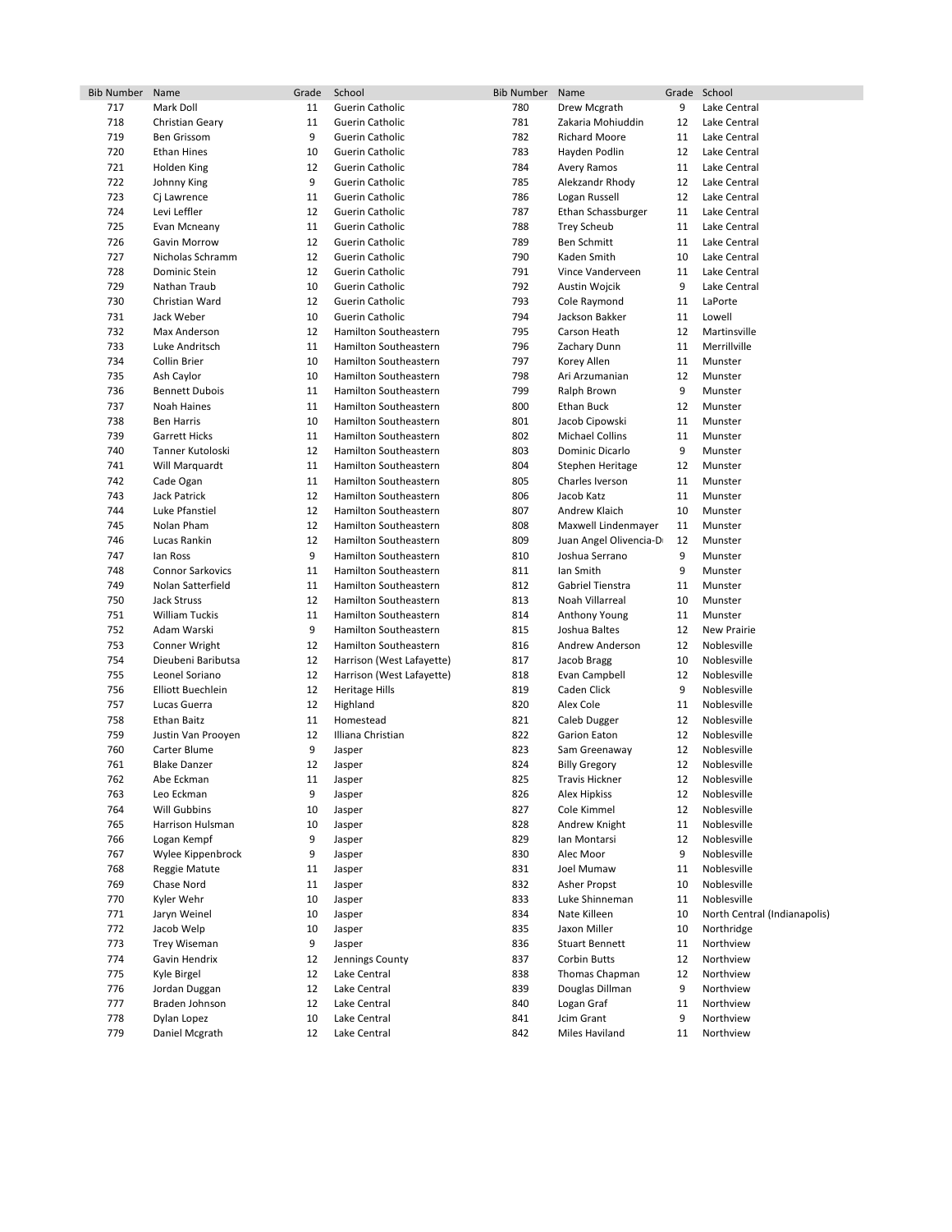| Bib Number | Name | Grade | School | Bib Number | Name | Grade | School |
|---|---|---|---|---|---|---|---|
| 717 | Mark Doll | 11 | Guerin Catholic | 780 | Drew Mcgrath | 9 | Lake Central |
| 718 | Christian Geary | 11 | Guerin Catholic | 781 | Zakaria Mohiuddin | 12 | Lake Central |
| 719 | Ben Grissom | 9 | Guerin Catholic | 782 | Richard Moore | 11 | Lake Central |
| 720 | Ethan Hines | 10 | Guerin Catholic | 783 | Hayden Podlin | 12 | Lake Central |
| 721 | Holden King | 12 | Guerin Catholic | 784 | Avery Ramos | 11 | Lake Central |
| 722 | Johnny King | 9 | Guerin Catholic | 785 | Alekzandr Rhody | 12 | Lake Central |
| 723 | Cj Lawrence | 11 | Guerin Catholic | 786 | Logan Russell | 12 | Lake Central |
| 724 | Levi Leffler | 12 | Guerin Catholic | 787 | Ethan Schassburger | 11 | Lake Central |
| 725 | Evan Mcneany | 11 | Guerin Catholic | 788 | Trey Scheub | 11 | Lake Central |
| 726 | Gavin Morrow | 12 | Guerin Catholic | 789 | Ben Schmitt | 11 | Lake Central |
| 727 | Nicholas Schramm | 12 | Guerin Catholic | 790 | Kaden Smith | 10 | Lake Central |
| 728 | Dominic Stein | 12 | Guerin Catholic | 791 | Vince Vanderveen | 11 | Lake Central |
| 729 | Nathan Traub | 10 | Guerin Catholic | 792 | Austin Wojcik | 9 | Lake Central |
| 730 | Christian Ward | 12 | Guerin Catholic | 793 | Cole Raymond | 11 | LaPorte |
| 731 | Jack Weber | 10 | Guerin Catholic | 794 | Jackson Bakker | 11 | Lowell |
| 732 | Max Anderson | 12 | Hamilton Southeastern | 795 | Carson Heath | 12 | Martinsville |
| 733 | Luke Andritsch | 11 | Hamilton Southeastern | 796 | Zachary Dunn | 11 | Merrillville |
| 734 | Collin Brier | 10 | Hamilton Southeastern | 797 | Korey Allen | 11 | Munster |
| 735 | Ash Caylor | 10 | Hamilton Southeastern | 798 | Ari Arzumanian | 12 | Munster |
| 736 | Bennett Dubois | 11 | Hamilton Southeastern | 799 | Ralph Brown | 9 | Munster |
| 737 | Noah Haines | 11 | Hamilton Southeastern | 800 | Ethan Buck | 12 | Munster |
| 738 | Ben Harris | 10 | Hamilton Southeastern | 801 | Jacob Cipowski | 11 | Munster |
| 739 | Garrett Hicks | 11 | Hamilton Southeastern | 802 | Michael Collins | 11 | Munster |
| 740 | Tanner Kutoloski | 12 | Hamilton Southeastern | 803 | Dominic Dicarlo | 9 | Munster |
| 741 | Will Marquardt | 11 | Hamilton Southeastern | 804 | Stephen Heritage | 12 | Munster |
| 742 | Cade Ogan | 11 | Hamilton Southeastern | 805 | Charles Iverson | 11 | Munster |
| 743 | Jack Patrick | 12 | Hamilton Southeastern | 806 | Jacob Katz | 11 | Munster |
| 744 | Luke Pfanstiel | 12 | Hamilton Southeastern | 807 | Andrew Klaich | 10 | Munster |
| 745 | Nolan Pham | 12 | Hamilton Southeastern | 808 | Maxwell Lindenmayer | 11 | Munster |
| 746 | Lucas Rankin | 12 | Hamilton Southeastern | 809 | Juan Angel Olivencia-D | 12 | Munster |
| 747 | Ian Ross | 9 | Hamilton Southeastern | 810 | Joshua Serrano | 9 | Munster |
| 748 | Connor Sarkovics | 11 | Hamilton Southeastern | 811 | Ian Smith | 9 | Munster |
| 749 | Nolan Satterfield | 11 | Hamilton Southeastern | 812 | Gabriel Tienstra | 11 | Munster |
| 750 | Jack Struss | 12 | Hamilton Southeastern | 813 | Noah Villarreal | 10 | Munster |
| 751 | William Tuckis | 11 | Hamilton Southeastern | 814 | Anthony Young | 11 | Munster |
| 752 | Adam Warski | 9 | Hamilton Southeastern | 815 | Joshua Baltes | 12 | New Prairie |
| 753 | Conner Wright | 12 | Hamilton Southeastern | 816 | Andrew Anderson | 12 | Noblesville |
| 754 | Dieubeni Baributsa | 12 | Harrison (West Lafayette) | 817 | Jacob Bragg | 10 | Noblesville |
| 755 | Leonel Soriano | 12 | Harrison (West Lafayette) | 818 | Evan Campbell | 12 | Noblesville |
| 756 | Elliott Buechlein | 12 | Heritage Hills | 819 | Caden Click | 9 | Noblesville |
| 757 | Lucas Guerra | 12 | Highland | 820 | Alex Cole | 11 | Noblesville |
| 758 | Ethan Baitz | 11 | Homestead | 821 | Caleb Dugger | 12 | Noblesville |
| 759 | Justin Van Prooyen | 12 | Illiana Christian | 822 | Garion Eaton | 12 | Noblesville |
| 760 | Carter Blume | 9 | Jasper | 823 | Sam Greenaway | 12 | Noblesville |
| 761 | Blake Danzer | 12 | Jasper | 824 | Billy Gregory | 12 | Noblesville |
| 762 | Abe Eckman | 11 | Jasper | 825 | Travis Hickner | 12 | Noblesville |
| 763 | Leo Eckman | 9 | Jasper | 826 | Alex Hipkiss | 12 | Noblesville |
| 764 | Will Gubbins | 10 | Jasper | 827 | Cole Kimmel | 12 | Noblesville |
| 765 | Harrison Hulsman | 10 | Jasper | 828 | Andrew Knight | 11 | Noblesville |
| 766 | Logan Kempf | 9 | Jasper | 829 | Ian Montarsi | 12 | Noblesville |
| 767 | Wylee Kippenbrock | 9 | Jasper | 830 | Alec Moor | 9 | Noblesville |
| 768 | Reggie Matute | 11 | Jasper | 831 | Joel Mumaw | 11 | Noblesville |
| 769 | Chase Nord | 11 | Jasper | 832 | Asher Propst | 10 | Noblesville |
| 770 | Kyler Wehr | 10 | Jasper | 833 | Luke Shinneman | 11 | Noblesville |
| 771 | Jaryn Weinel | 10 | Jasper | 834 | Nate Killeen | 10 | North Central (Indianapolis) |
| 772 | Jacob Welp | 10 | Jasper | 835 | Jaxon Miller | 10 | Northridge |
| 773 | Trey Wiseman | 9 | Jasper | 836 | Stuart Bennett | 11 | Northview |
| 774 | Gavin Hendrix | 12 | Jennings County | 837 | Corbin Butts | 12 | Northview |
| 775 | Kyle Birgel | 12 | Lake Central | 838 | Thomas Chapman | 12 | Northview |
| 776 | Jordan Duggan | 12 | Lake Central | 839 | Douglas Dillman | 9 | Northview |
| 777 | Braden Johnson | 12 | Lake Central | 840 | Logan Graf | 11 | Northview |
| 778 | Dylan Lopez | 10 | Lake Central | 841 | Jcim Grant | 9 | Northview |
| 779 | Daniel Mcgrath | 12 | Lake Central | 842 | Miles Haviland | 11 | Northview |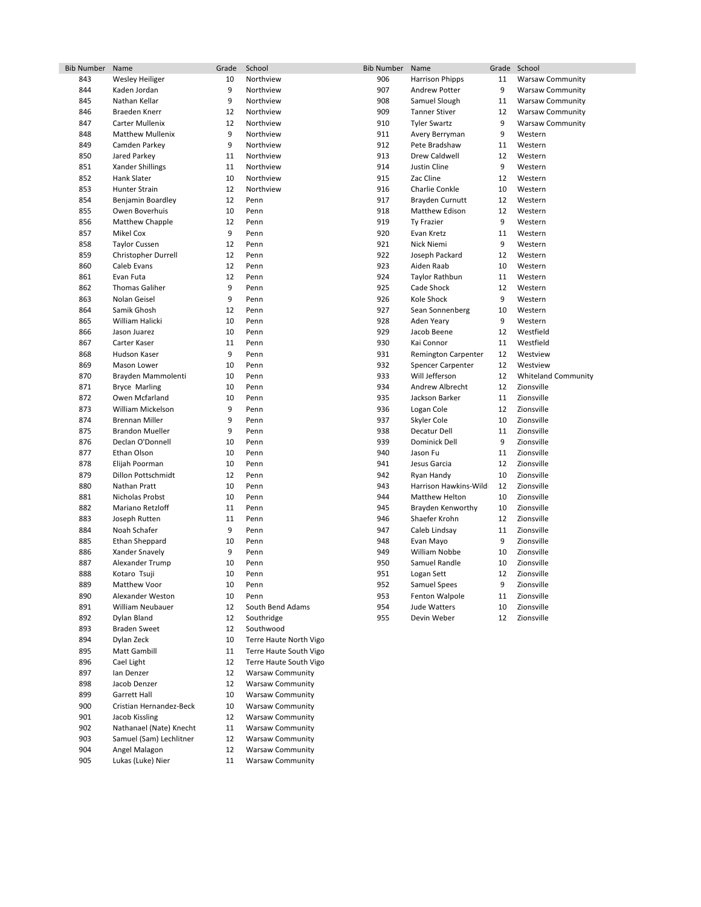| Bib Number | Name | Grade | School |
|---|---|---|---|
| 843 | Wesley Heiliger | 10 | Northview |
| 844 | Kaden Jordan | 9 | Northview |
| 845 | Nathan Kellar | 9 | Northview |
| 846 | Braeden Knerr | 12 | Northview |
| 847 | Carter Mullenix | 12 | Northview |
| 848 | Matthew Mullenix | 9 | Northview |
| 849 | Camden Parkey | 9 | Northview |
| 850 | Jared Parkey | 11 | Northview |
| 851 | Xander Shillings | 11 | Northview |
| 852 | Hank Slater | 10 | Northview |
| 853 | Hunter Strain | 12 | Northview |
| 854 | Benjamin Boardley | 12 | Penn |
| 855 | Owen Boverhuis | 10 | Penn |
| 856 | Matthew Chapple | 12 | Penn |
| 857 | Mikel Cox | 9 | Penn |
| 858 | Taylor Cussen | 12 | Penn |
| 859 | Christopher Durrell | 12 | Penn |
| 860 | Caleb Evans | 12 | Penn |
| 861 | Evan Futa | 12 | Penn |
| 862 | Thomas Galiher | 9 | Penn |
| 863 | Nolan Geisel | 9 | Penn |
| 864 | Samik Ghosh | 12 | Penn |
| 865 | William Halicki | 10 | Penn |
| 866 | Jason Juarez | 10 | Penn |
| 867 | Carter Kaser | 11 | Penn |
| 868 | Hudson Kaser | 9 | Penn |
| 869 | Mason Lower | 10 | Penn |
| 870 | Brayden Mammolenti | 10 | Penn |
| 871 | Bryce Marling | 10 | Penn |
| 872 | Owen Mcfarland | 10 | Penn |
| 873 | William Mickelson | 9 | Penn |
| 874 | Brennan Miller | 9 | Penn |
| 875 | Brandon Mueller | 9 | Penn |
| 876 | Declan O'Donnell | 10 | Penn |
| 877 | Ethan Olson | 10 | Penn |
| 878 | Elijah Poorman | 10 | Penn |
| 879 | Dillon Pottschmidt | 12 | Penn |
| 880 | Nathan Pratt | 10 | Penn |
| 881 | Nicholas Probst | 10 | Penn |
| 882 | Mariano Retzloff | 11 | Penn |
| 883 | Joseph Rutten | 11 | Penn |
| 884 | Noah Schafer | 9 | Penn |
| 885 | Ethan Sheppard | 10 | Penn |
| 886 | Xander Snavely | 9 | Penn |
| 887 | Alexander Trump | 10 | Penn |
| 888 | Kotaro Tsuji | 10 | Penn |
| 889 | Matthew Voor | 10 | Penn |
| 890 | Alexander Weston | 10 | Penn |
| 891 | William Neubauer | 12 | South Bend Adams |
| 892 | Dylan Bland | 12 | Southridge |
| 893 | Braden Sweet | 12 | Southwood |
| 894 | Dylan Zeck | 10 | Terre Haute North Vigo |
| 895 | Matt Gambill | 11 | Terre Haute South Vigo |
| 896 | Cael Light | 12 | Terre Haute South Vigo |
| 897 | Ian Denzer | 12 | Warsaw Community |
| 898 | Jacob Denzer | 12 | Warsaw Community |
| 899 | Garrett Hall | 10 | Warsaw Community |
| 900 | Cristian Hernandez-Beck | 10 | Warsaw Community |
| 901 | Jacob Kissling | 12 | Warsaw Community |
| 902 | Nathanael (Nate) Knecht | 11 | Warsaw Community |
| 903 | Samuel (Sam) Lechlitner | 12 | Warsaw Community |
| 904 | Angel Malagon | 12 | Warsaw Community |
| 905 | Lukas (Luke) Nier | 11 | Warsaw Community |
| 906 | Harrison Phipps | 11 | Warsaw Community |
| 907 | Andrew Potter | 9 | Warsaw Community |
| 908 | Samuel Slough | 11 | Warsaw Community |
| 909 | Tanner Stiver | 12 | Warsaw Community |
| 910 | Tyler Swartz | 9 | Warsaw Community |
| 911 | Avery Berryman | 9 | Western |
| 912 | Pete Bradshaw | 11 | Western |
| 913 | Drew Caldwell | 12 | Western |
| 914 | Justin Cline | 9 | Western |
| 915 | Zac Cline | 12 | Western |
| 916 | Charlie Conkle | 10 | Western |
| 917 | Brayden Curnutt | 12 | Western |
| 918 | Matthew Edison | 12 | Western |
| 919 | Ty Frazier | 9 | Western |
| 920 | Evan Kretz | 11 | Western |
| 921 | Nick Niemi | 9 | Western |
| 922 | Joseph Packard | 12 | Western |
| 923 | Aiden Raab | 10 | Western |
| 924 | Taylor Rathbun | 11 | Western |
| 925 | Cade Shock | 12 | Western |
| 926 | Kole Shock | 9 | Western |
| 927 | Sean Sonnenberg | 10 | Western |
| 928 | Aden Yeary | 9 | Western |
| 929 | Jacob Beene | 12 | Westfield |
| 930 | Kai Connor | 11 | Westfield |
| 931 | Remington Carpenter | 12 | Westview |
| 932 | Spencer Carpenter | 12 | Westview |
| 933 | Will Jefferson | 12 | Whiteland Community |
| 934 | Andrew Albrecht | 12 | Zionsville |
| 935 | Jackson Barker | 11 | Zionsville |
| 936 | Logan Cole | 12 | Zionsville |
| 937 | Skyler Cole | 10 | Zionsville |
| 938 | Decatur Dell | 11 | Zionsville |
| 939 | Dominick Dell | 9 | Zionsville |
| 940 | Jason Fu | 11 | Zionsville |
| 941 | Jesus Garcia | 12 | Zionsville |
| 942 | Ryan Handy | 10 | Zionsville |
| 943 | Harrison Hawkins-Wild | 12 | Zionsville |
| 944 | Matthew Helton | 10 | Zionsville |
| 945 | Brayden Kenworthy | 10 | Zionsville |
| 946 | Shaefer Krohn | 12 | Zionsville |
| 947 | Caleb Lindsay | 11 | Zionsville |
| 948 | Evan Mayo | 9 | Zionsville |
| 949 | William Nobbe | 10 | Zionsville |
| 950 | Samuel Randle | 10 | Zionsville |
| 951 | Logan Sett | 12 | Zionsville |
| 952 | Samuel Spees | 9 | Zionsville |
| 953 | Fenton Walpole | 11 | Zionsville |
| 954 | Jude Watters | 10 | Zionsville |
| 955 | Devin Weber | 12 | Zionsville |